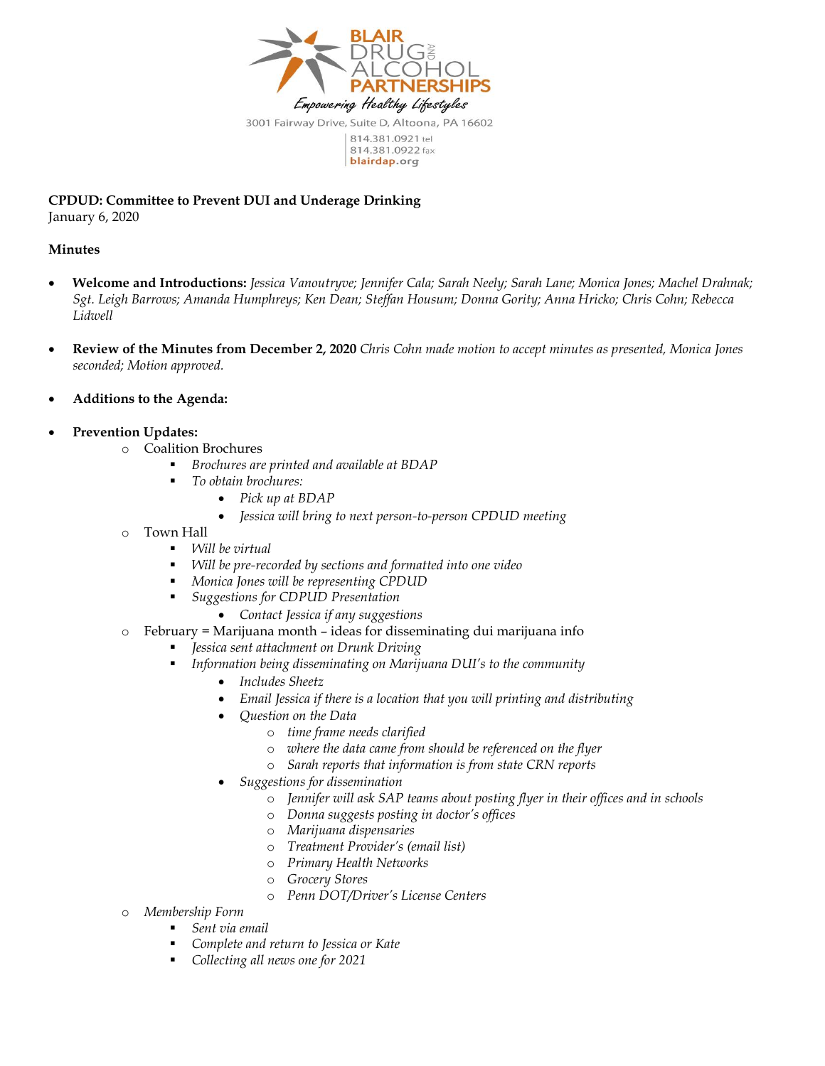BLAIR DRUG AND ALCOHOL PARTNERSHIPS

*Empowering Healthy Lifestyles*

3001 Fairway Drive, Suite D, Altoona, PA 16602

814.381.0921 tel
814.381.0922 fax
blairdap.org

**CPDUD: Committee to Prevent DUI and Underage Drinking**
January 6, 2020

**Minutes**

- **Welcome and Introductions:** *Jessica Vanoutryve; Jennifer Cala; Sarah Neely; Sarah Lane; Monica Jones; Machel Drahnak; Sgt. Leigh Barrows; Amanda Humphreys; Ken Dean; Steffan Housum; Donna Gority; Anna Hricko; Chris Cohn; Rebecca Lidwell*

- **Review of the Minutes from December 2, 2020** *Chris Cohn made motion to accept minutes as presented, Monica Jones seconded; Motion approved.*

- **Additions to the Agenda:**

- **Prevention Updates:**
  - Coalition Brochures
    - *Brochures are printed and available at BDAP*
    - *To obtain brochures:*
      - *Pick up at BDAP*
      - *Jessica will bring to next person-to-person CPDUD meeting*
  - Town Hall
    - *Will be virtual*
    - *Will be pre-recorded by sections and formatted into one video*
    - *Monica Jones will be representing CPDUD*
    - *Suggestions for CDPUD Presentation*
      - *Contact Jessica if any suggestions*
  - February = Marijuana month – ideas for disseminating dui marijuana info
    - *Jessica sent attachment on Drunk Driving*
    - *Information being disseminating on Marijuana DUI's to the community*
      - *Includes Sheetz*
      - *Email Jessica if there is a location that you will printing and distributing*
      - *Question on the Data*
        - *time frame needs clarified*
        - *where the data came from should be referenced on the flyer*
        - *Sarah reports that information is from state CRN reports*
      - *Suggestions for dissemination*
        - *Jennifer will ask SAP teams about posting flyer in their offices and in schools*
        - *Donna suggests posting in doctor's offices*
        - *Marijuana dispensaries*
        - *Treatment Provider's (email list)*
        - *Primary Health Networks*
        - *Grocery Stores*
        - *Penn DOT/Driver's License Centers*
  - *Membership Form*
    - *Sent via email*
    - *Complete and return to Jessica or Kate*
    - *Collecting all news one for 2021*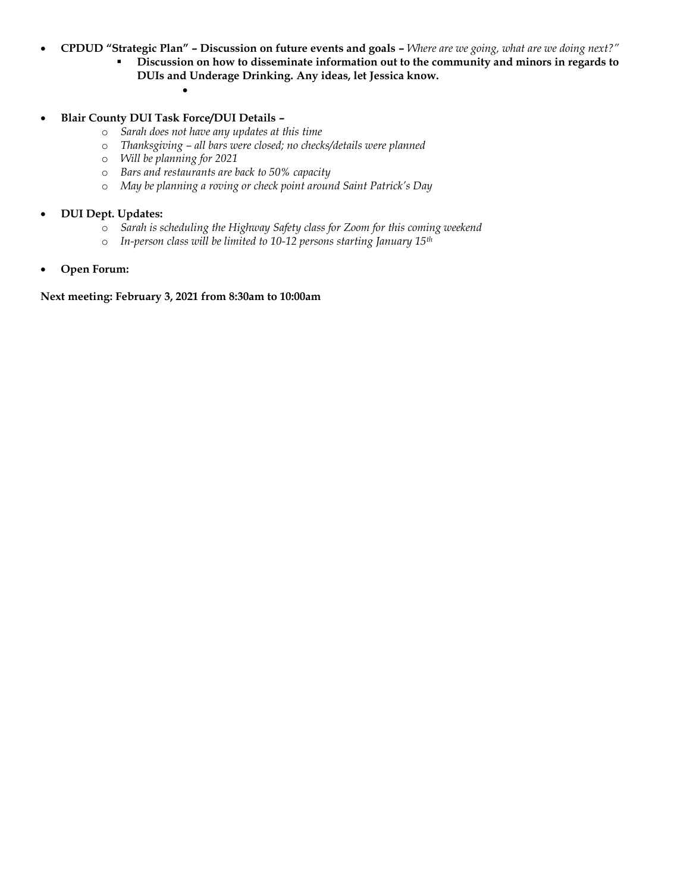- **CPDUD "Strategic Plan" – Discussion on future events and goals –** *Where are we going, what are we doing next?"*
  - **Discussion on how to disseminate information out to the community and minors in regards to DUIs and Underage Drinking. Any ideas, let Jessica know.**
    - 

- **Blair County DUI Task Force/DUI Details –**
  - *Sarah does not have any updates at this time*
  - *Thanksgiving – all bars were closed; no checks/details were planned*
  - *Will be planning for 2021*
  - *Bars and restaurants are back to 50% capacity*
  - *May be planning a roving or check point around Saint Patrick's Day*

- **DUI Dept. Updates:**
  - *Sarah is scheduling the Highway Safety class for Zoom for this coming weekend*
  - *In-person class will be limited to 10-12 persons starting January 15th*

- **Open Forum:**

**Next meeting: February 3, 2021 from 8:30am to 10:00am**